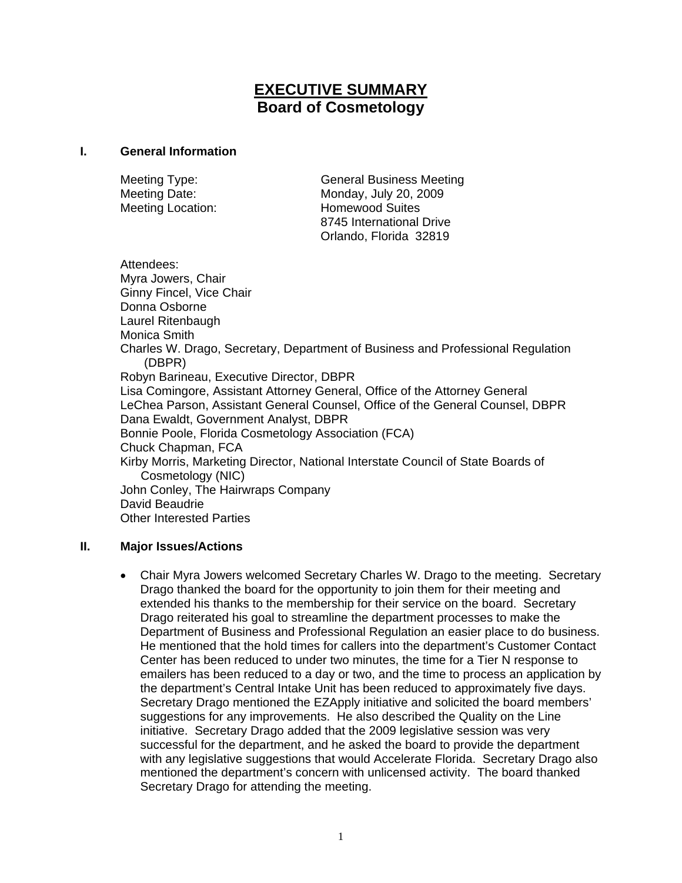# EXECUTIVE SUMMARY
## Board of Cosmetology

### I. General Information

Meeting Type: General Business Meeting
Meeting Date: Monday, July 20, 2009
Meeting Location: Homewood Suites
8745 International Drive
Orlando, Florida 32819

Attendees:
Myra Jowers, Chair
Ginny Fincel, Vice Chair
Donna Osborne
Laurel Ritenbaugh
Monica Smith
Charles W. Drago, Secretary, Department of Business and Professional Regulation (DBPR)
Robyn Barineau, Executive Director, DBPR
Lisa Comingore, Assistant Attorney General, Office of the Attorney General
LeChea Parson, Assistant General Counsel, Office of the General Counsel, DBPR
Dana Ewaldt, Government Analyst, DBPR
Bonnie Poole, Florida Cosmetology Association (FCA)
Chuck Chapman, FCA
Kirby Morris, Marketing Director, National Interstate Council of State Boards of Cosmetology (NIC)
John Conley, The Hairwraps Company
David Beaudrie
Other Interested Parties

### II. Major Issues/Actions

- Chair Myra Jowers welcomed Secretary Charles W. Drago to the meeting. Secretary Drago thanked the board for the opportunity to join them for their meeting and extended his thanks to the membership for their service on the board. Secretary Drago reiterated his goal to streamline the department processes to make the Department of Business and Professional Regulation an easier place to do business. He mentioned that the hold times for callers into the department's Customer Contact Center has been reduced to under two minutes, the time for a Tier N response to emailers has been reduced to a day or two, and the time to process an application by the department's Central Intake Unit has been reduced to approximately five days. Secretary Drago mentioned the EZApply initiative and solicited the board members' suggestions for any improvements. He also described the Quality on the Line initiative. Secretary Drago added that the 2009 legislative session was very successful for the department, and he asked the board to provide the department with any legislative suggestions that would Accelerate Florida. Secretary Drago also mentioned the department's concern with unlicensed activity. The board thanked Secretary Drago for attending the meeting.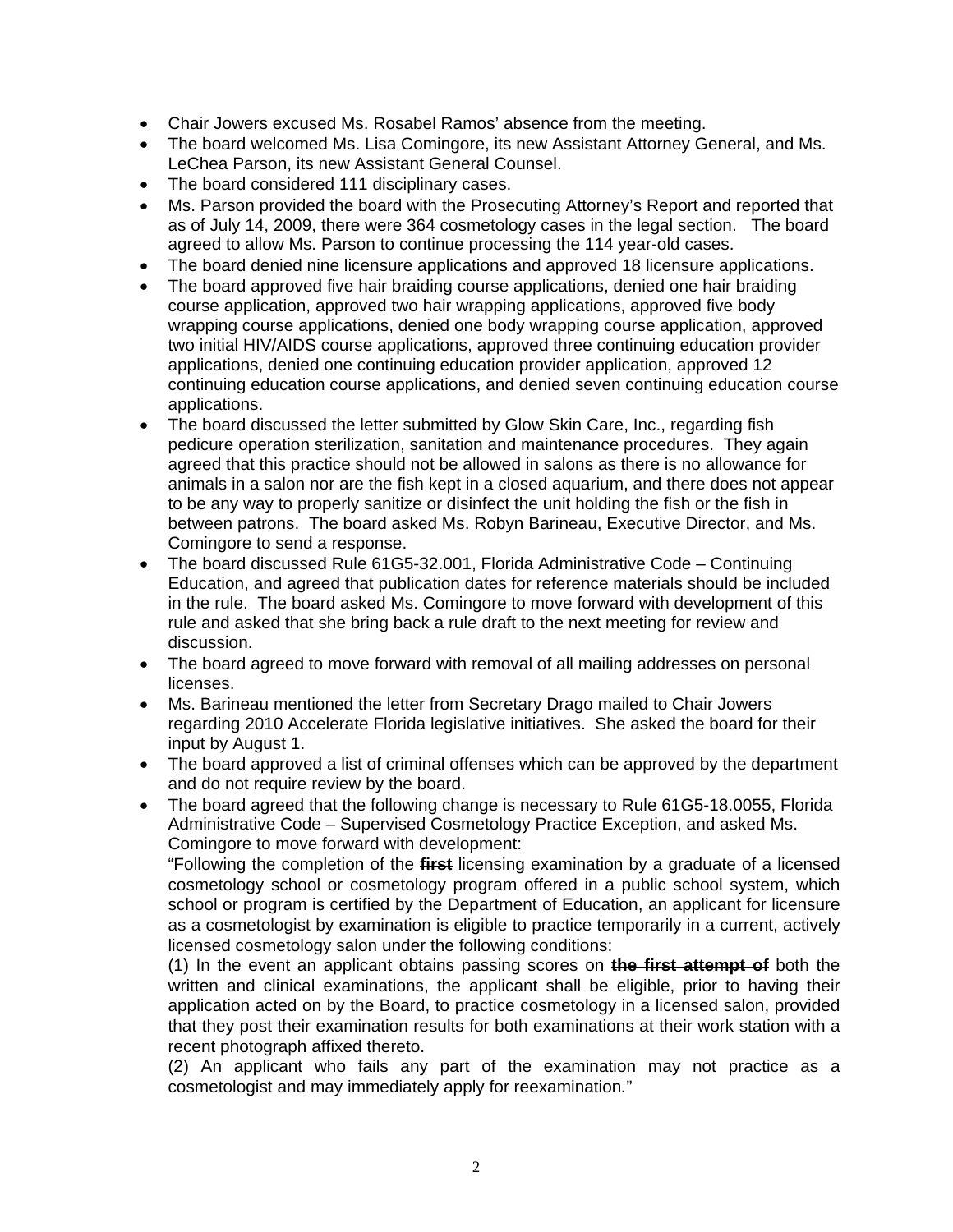- Chair Jowers excused Ms. Rosabel Ramos' absence from the meeting.
- The board welcomed Ms. Lisa Comingore, its new Assistant Attorney General, and Ms. LeChea Parson, its new Assistant General Counsel.
- The board considered 111 disciplinary cases.
- Ms. Parson provided the board with the Prosecuting Attorney's Report and reported that as of July 14, 2009, there were 364 cosmetology cases in the legal section. The board agreed to allow Ms. Parson to continue processing the 114 year-old cases.
- The board denied nine licensure applications and approved 18 licensure applications.
- The board approved five hair braiding course applications, denied one hair braiding course application, approved two hair wrapping applications, approved five body wrapping course applications, denied one body wrapping course application, approved two initial HIV/AIDS course applications, approved three continuing education provider applications, denied one continuing education provider application, approved 12 continuing education course applications, and denied seven continuing education course applications.
- The board discussed the letter submitted by Glow Skin Care, Inc., regarding fish pedicure operation sterilization, sanitation and maintenance procedures. They again agreed that this practice should not be allowed in salons as there is no allowance for animals in a salon nor are the fish kept in a closed aquarium, and there does not appear to be any way to properly sanitize or disinfect the unit holding the fish or the fish in between patrons. The board asked Ms. Robyn Barineau, Executive Director, and Ms. Comingore to send a response.
- The board discussed Rule 61G5-32.001, Florida Administrative Code – Continuing Education, and agreed that publication dates for reference materials should be included in the rule. The board asked Ms. Comingore to move forward with development of this rule and asked that she bring back a rule draft to the next meeting for review and discussion.
- The board agreed to move forward with removal of all mailing addresses on personal licenses.
- Ms. Barineau mentioned the letter from Secretary Drago mailed to Chair Jowers regarding 2010 Accelerate Florida legislative initiatives. She asked the board for their input by August 1.
- The board approved a list of criminal offenses which can be approved by the department and do not require review by the board.
- The board agreed that the following change is necessary to Rule 61G5-18.0055, Florida Administrative Code – Supervised Cosmetology Practice Exception, and asked Ms. Comingore to move forward with development:

  "Following the completion of the ~~**first**~~ licensing examination by a graduate of a licensed cosmetology school or cosmetology program offered in a public school system, which school or program is certified by the Department of Education, an applicant for licensure as a cosmetologist by examination is eligible to practice temporarily in a current, actively licensed cosmetology salon under the following conditions:

  (1) In the event an applicant obtains passing scores on ~~**the first attempt of**~~ both the written and clinical examinations, the applicant shall be eligible, prior to having their application acted on by the Board, to practice cosmetology in a licensed salon, provided that they post their examination results for both examinations at their work station with a recent photograph affixed thereto.

  (2) An applicant who fails any part of the examination may not practice as a cosmetologist and may immediately apply for reexamination."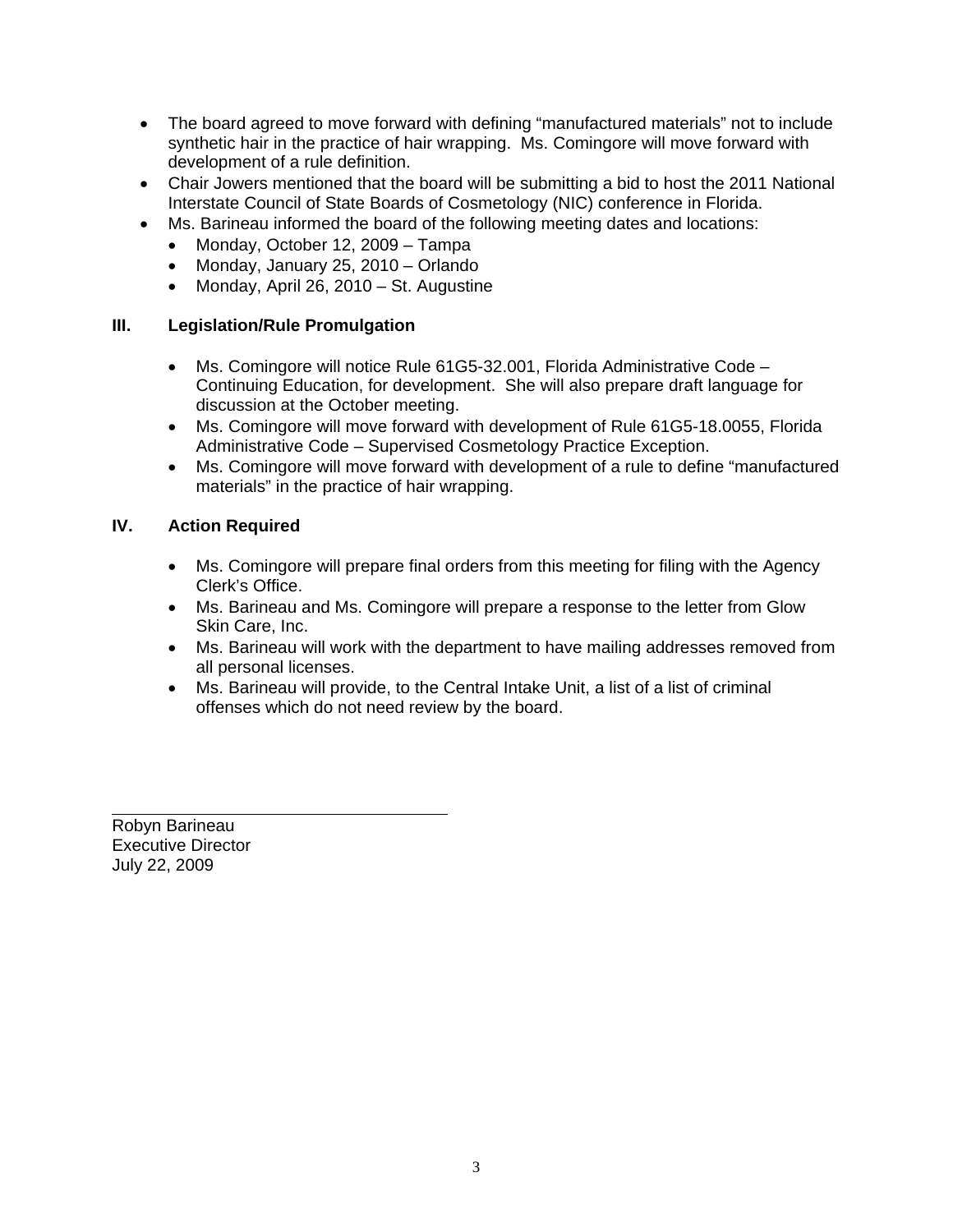- The board agreed to move forward with defining "manufactured materials" not to include synthetic hair in the practice of hair wrapping. Ms. Comingore will move forward with development of a rule definition.
- Chair Jowers mentioned that the board will be submitting a bid to host the 2011 National Interstate Council of State Boards of Cosmetology (NIC) conference in Florida.
- Ms. Barineau informed the board of the following meeting dates and locations:
  - Monday, October 12, 2009 – Tampa
  - Monday, January 25, 2010 – Orlando
  - Monday, April 26, 2010 – St. Augustine

## III. Legislation/Rule Promulgation

- Ms. Comingore will notice Rule 61G5-32.001, Florida Administrative Code – Continuing Education, for development. She will also prepare draft language for discussion at the October meeting.
- Ms. Comingore will move forward with development of Rule 61G5-18.0055, Florida Administrative Code – Supervised Cosmetology Practice Exception.
- Ms. Comingore will move forward with development of a rule to define "manufactured materials" in the practice of hair wrapping.

## IV. Action Required

- Ms. Comingore will prepare final orders from this meeting for filing with the Agency Clerk's Office.
- Ms. Barineau and Ms. Comingore will prepare a response to the letter from Glow Skin Care, Inc.
- Ms. Barineau will work with the department to have mailing addresses removed from all personal licenses.
- Ms. Barineau will provide, to the Central Intake Unit, a list of a list of criminal offenses which do not need review by the board.

\_\_\_\_\_\_\_\_\_\_\_\_\_\_\_\_\_\_\_\_\_\_\_\_\_\_\_\_\_\_\_\_\_\_\_\_

Robyn Barineau
Executive Director
July 22, 2009